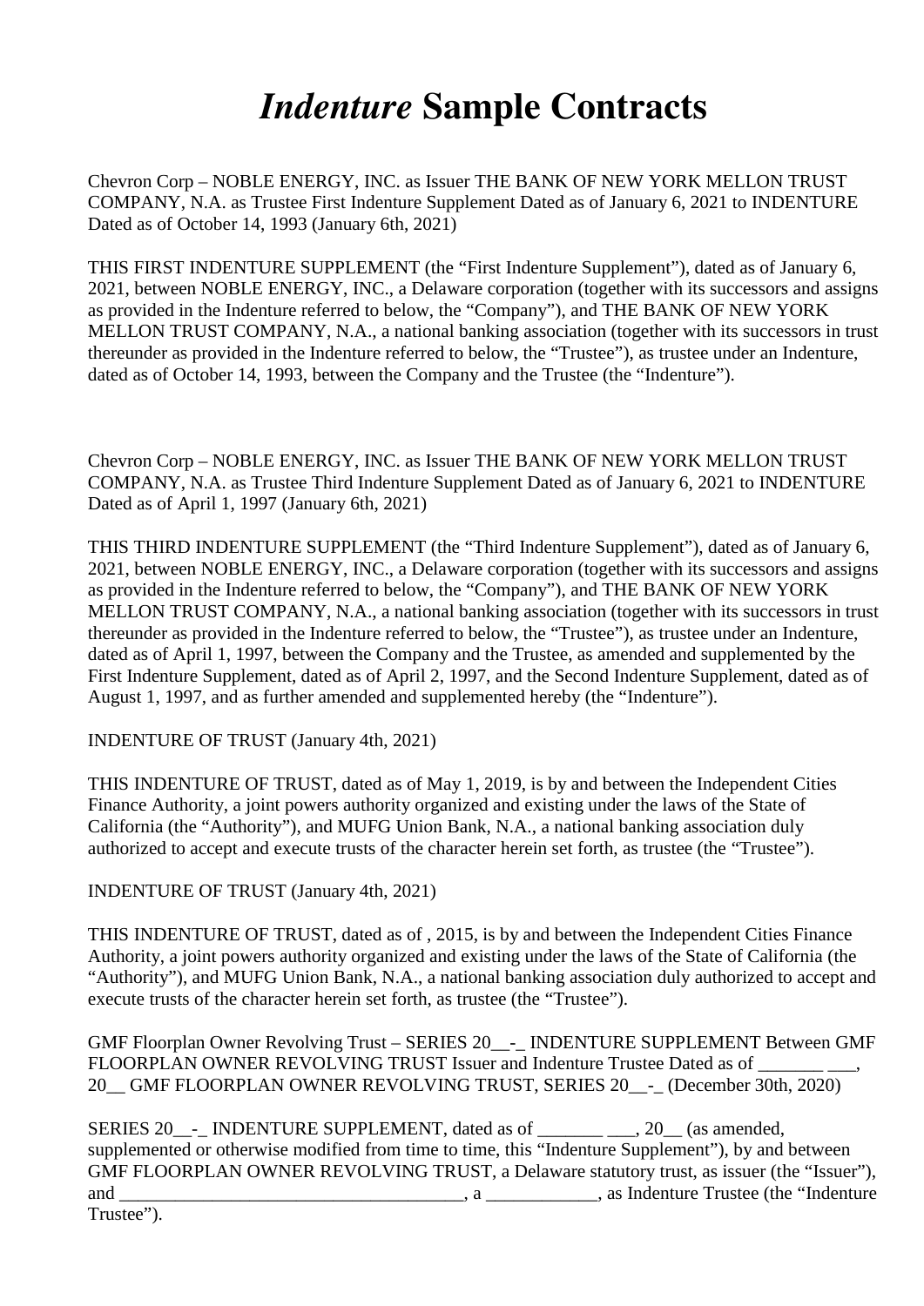# *Indenture* Sample Contracts

Chevron Corp – NOBLE ENERGY, INC. as Issuer THE BANK OF NEW YORK MELLON TRUST COMPANY, N.A. as Trustee First Indenture Supplement Dated as of January 6, 2021 to INDENTURE Dated as of October 14, 1993 (January 6th, 2021)

THIS FIRST INDENTURE SUPPLEMENT (the "First Indenture Supplement"), dated as of January 6, 2021, between NOBLE ENERGY, INC., a Delaware corporation (together with its successors and assigns as provided in the Indenture referred to below, the "Company"), and THE BANK OF NEW YORK MELLON TRUST COMPANY, N.A., a national banking association (together with its successors in trust thereunder as provided in the Indenture referred to below, the "Trustee"), as trustee under an Indenture, dated as of October 14, 1993, between the Company and the Trustee (the "Indenture").

Chevron Corp – NOBLE ENERGY, INC. as Issuer THE BANK OF NEW YORK MELLON TRUST COMPANY, N.A. as Trustee Third Indenture Supplement Dated as of January 6, 2021 to INDENTURE Dated as of April 1, 1997 (January 6th, 2021)

THIS THIRD INDENTURE SUPPLEMENT (the "Third Indenture Supplement"), dated as of January 6, 2021, between NOBLE ENERGY, INC., a Delaware corporation (together with its successors and assigns as provided in the Indenture referred to below, the "Company"), and THE BANK OF NEW YORK MELLON TRUST COMPANY, N.A., a national banking association (together with its successors in trust thereunder as provided in the Indenture referred to below, the "Trustee"), as trustee under an Indenture, dated as of April 1, 1997, between the Company and the Trustee, as amended and supplemented by the First Indenture Supplement, dated as of April 2, 1997, and the Second Indenture Supplement, dated as of August 1, 1997, and as further amended and supplemented hereby (the "Indenture").

INDENTURE OF TRUST (January 4th, 2021)

THIS INDENTURE OF TRUST, dated as of May 1, 2019, is by and between the Independent Cities Finance Authority, a joint powers authority organized and existing under the laws of the State of California (the "Authority"), and MUFG Union Bank, N.A., a national banking association duly authorized to accept and execute trusts of the character herein set forth, as trustee (the "Trustee").

INDENTURE OF TRUST (January 4th, 2021)

THIS INDENTURE OF TRUST, dated as of , 2015, is by and between the Independent Cities Finance Authority, a joint powers authority organized and existing under the laws of the State of California (the "Authority"), and MUFG Union Bank, N.A., a national banking association duly authorized to accept and execute trusts of the character herein set forth, as trustee (the "Trustee").

GMF Floorplan Owner Revolving Trust – SERIES 20__-_ INDENTURE SUPPLEMENT Between GMF FLOORPLAN OWNER REVOLVING TRUST Issuer and Indenture Trustee Dated as of _______ ___, 20__ GMF FLOORPLAN OWNER REVOLVING TRUST, SERIES 20__-_ (December 30th, 2020)

SERIES 20__-_ INDENTURE SUPPLEMENT, dated as of _______ ___, 20__ (as amended, supplemented or otherwise modified from time to time, this "Indenture Supplement"), by and between GMF FLOORPLAN OWNER REVOLVING TRUST, a Delaware statutory trust, as issuer (the "Issuer"), and _____________________________________, a ____________, as Indenture Trustee (the "Indenture Trustee").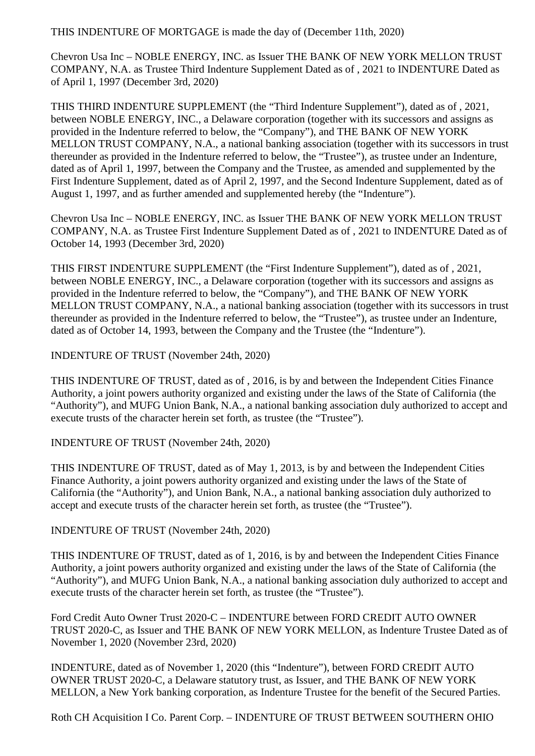THIS INDENTURE OF MORTGAGE is made the day of (December 11th, 2020)

Chevron Usa Inc – NOBLE ENERGY, INC. as Issuer THE BANK OF NEW YORK MELLON TRUST COMPANY, N.A. as Trustee Third Indenture Supplement Dated as of , 2021 to INDENTURE Dated as of April 1, 1997 (December 3rd, 2020)

THIS THIRD INDENTURE SUPPLEMENT (the “Third Indenture Supplement”), dated as of , 2021, between NOBLE ENERGY, INC., a Delaware corporation (together with its successors and assigns as provided in the Indenture referred to below, the “Company”), and THE BANK OF NEW YORK MELLON TRUST COMPANY, N.A., a national banking association (together with its successors in trust thereunder as provided in the Indenture referred to below, the “Trustee”), as trustee under an Indenture, dated as of April 1, 1997, between the Company and the Trustee, as amended and supplemented by the First Indenture Supplement, dated as of April 2, 1997, and the Second Indenture Supplement, dated as of August 1, 1997, and as further amended and supplemented hereby (the “Indenture”).

Chevron Usa Inc – NOBLE ENERGY, INC. as Issuer THE BANK OF NEW YORK MELLON TRUST COMPANY, N.A. as Trustee First Indenture Supplement Dated as of , 2021 to INDENTURE Dated as of October 14, 1993 (December 3rd, 2020)

THIS FIRST INDENTURE SUPPLEMENT (the “First Indenture Supplement”), dated as of , 2021, between NOBLE ENERGY, INC., a Delaware corporation (together with its successors and assigns as provided in the Indenture referred to below, the “Company”), and THE BANK OF NEW YORK MELLON TRUST COMPANY, N.A., a national banking association (together with its successors in trust thereunder as provided in the Indenture referred to below, the “Trustee”), as trustee under an Indenture, dated as of October 14, 1993, between the Company and the Trustee (the “Indenture”).

INDENTURE OF TRUST (November 24th, 2020)

THIS INDENTURE OF TRUST, dated as of , 2016, is by and between the Independent Cities Finance Authority, a joint powers authority organized and existing under the laws of the State of California (the “Authority”), and MUFG Union Bank, N.A., a national banking association duly authorized to accept and execute trusts of the character herein set forth, as trustee (the “Trustee”).

INDENTURE OF TRUST (November 24th, 2020)

THIS INDENTURE OF TRUST, dated as of May 1, 2013, is by and between the Independent Cities Finance Authority, a joint powers authority organized and existing under the laws of the State of California (the “Authority”), and Union Bank, N.A., a national banking association duly authorized to accept and execute trusts of the character herein set forth, as trustee (the “Trustee”).

INDENTURE OF TRUST (November 24th, 2020)

THIS INDENTURE OF TRUST, dated as of 1, 2016, is by and between the Independent Cities Finance Authority, a joint powers authority organized and existing under the laws of the State of California (the “Authority”), and MUFG Union Bank, N.A., a national banking association duly authorized to accept and execute trusts of the character herein set forth, as trustee (the “Trustee”).

Ford Credit Auto Owner Trust 2020-C – INDENTURE between FORD CREDIT AUTO OWNER TRUST 2020-C, as Issuer and THE BANK OF NEW YORK MELLON, as Indenture Trustee Dated as of November 1, 2020 (November 23rd, 2020)

INDENTURE, dated as of November 1, 2020 (this “Indenture”), between FORD CREDIT AUTO OWNER TRUST 2020-C, a Delaware statutory trust, as Issuer, and THE BANK OF NEW YORK MELLON, a New York banking corporation, as Indenture Trustee for the benefit of the Secured Parties.

Roth CH Acquisition I Co. Parent Corp. – INDENTURE OF TRUST BETWEEN SOUTHERN OHIO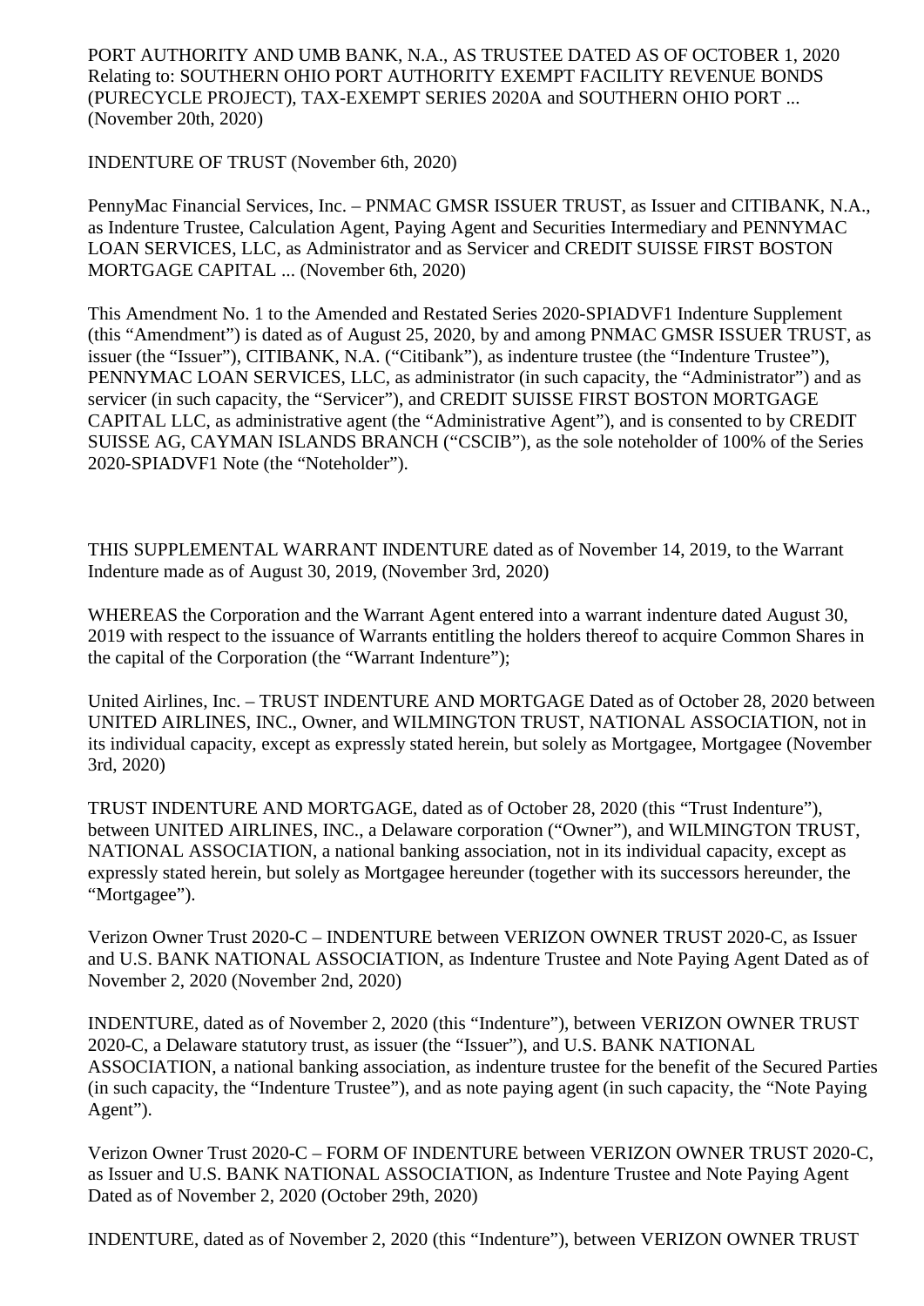PORT AUTHORITY AND UMB BANK, N.A., AS TRUSTEE DATED AS OF OCTOBER 1, 2020 Relating to: SOUTHERN OHIO PORT AUTHORITY EXEMPT FACILITY REVENUE BONDS (PURECYCLE PROJECT), TAX-EXEMPT SERIES 2020A and SOUTHERN OHIO PORT ... (November 20th, 2020)

INDENTURE OF TRUST (November 6th, 2020)

PennyMac Financial Services, Inc. – PNMAC GMSR ISSUER TRUST, as Issuer and CITIBANK, N.A., as Indenture Trustee, Calculation Agent, Paying Agent and Securities Intermediary and PENNYMAC LOAN SERVICES, LLC, as Administrator and as Servicer and CREDIT SUISSE FIRST BOSTON MORTGAGE CAPITAL ... (November 6th, 2020)

This Amendment No. 1 to the Amended and Restated Series 2020-SPIADVF1 Indenture Supplement (this "Amendment") is dated as of August 25, 2020, by and among PNMAC GMSR ISSUER TRUST, as issuer (the "Issuer"), CITIBANK, N.A. ("Citibank"), as indenture trustee (the "Indenture Trustee"), PENNYMAC LOAN SERVICES, LLC, as administrator (in such capacity, the "Administrator") and as servicer (in such capacity, the "Servicer"), and CREDIT SUISSE FIRST BOSTON MORTGAGE CAPITAL LLC, as administrative agent (the "Administrative Agent"), and is consented to by CREDIT SUISSE AG, CAYMAN ISLANDS BRANCH ("CSCIB"), as the sole noteholder of 100% of the Series 2020-SPIADVF1 Note (the "Noteholder").

THIS SUPPLEMENTAL WARRANT INDENTURE dated as of November 14, 2019, to the Warrant Indenture made as of August 30, 2019, (November 3rd, 2020)

WHEREAS the Corporation and the Warrant Agent entered into a warrant indenture dated August 30, 2019 with respect to the issuance of Warrants entitling the holders thereof to acquire Common Shares in the capital of the Corporation (the "Warrant Indenture");

United Airlines, Inc. – TRUST INDENTURE AND MORTGAGE Dated as of October 28, 2020 between UNITED AIRLINES, INC., Owner, and WILMINGTON TRUST, NATIONAL ASSOCIATION, not in its individual capacity, except as expressly stated herein, but solely as Mortgagee, Mortgagee (November 3rd, 2020)

TRUST INDENTURE AND MORTGAGE, dated as of October 28, 2020 (this "Trust Indenture"), between UNITED AIRLINES, INC., a Delaware corporation ("Owner"), and WILMINGTON TRUST, NATIONAL ASSOCIATION, a national banking association, not in its individual capacity, except as expressly stated herein, but solely as Mortgagee hereunder (together with its successors hereunder, the "Mortgagee").

Verizon Owner Trust 2020-C – INDENTURE between VERIZON OWNER TRUST 2020-C, as Issuer and U.S. BANK NATIONAL ASSOCIATION, as Indenture Trustee and Note Paying Agent Dated as of November 2, 2020 (November 2nd, 2020)

INDENTURE, dated as of November 2, 2020 (this "Indenture"), between VERIZON OWNER TRUST 2020-C, a Delaware statutory trust, as issuer (the "Issuer"), and U.S. BANK NATIONAL ASSOCIATION, a national banking association, as indenture trustee for the benefit of the Secured Parties (in such capacity, the "Indenture Trustee"), and as note paying agent (in such capacity, the "Note Paying Agent").

Verizon Owner Trust 2020-C – FORM OF INDENTURE between VERIZON OWNER TRUST 2020-C, as Issuer and U.S. BANK NATIONAL ASSOCIATION, as Indenture Trustee and Note Paying Agent Dated as of November 2, 2020 (October 29th, 2020)

INDENTURE, dated as of November 2, 2020 (this "Indenture"), between VERIZON OWNER TRUST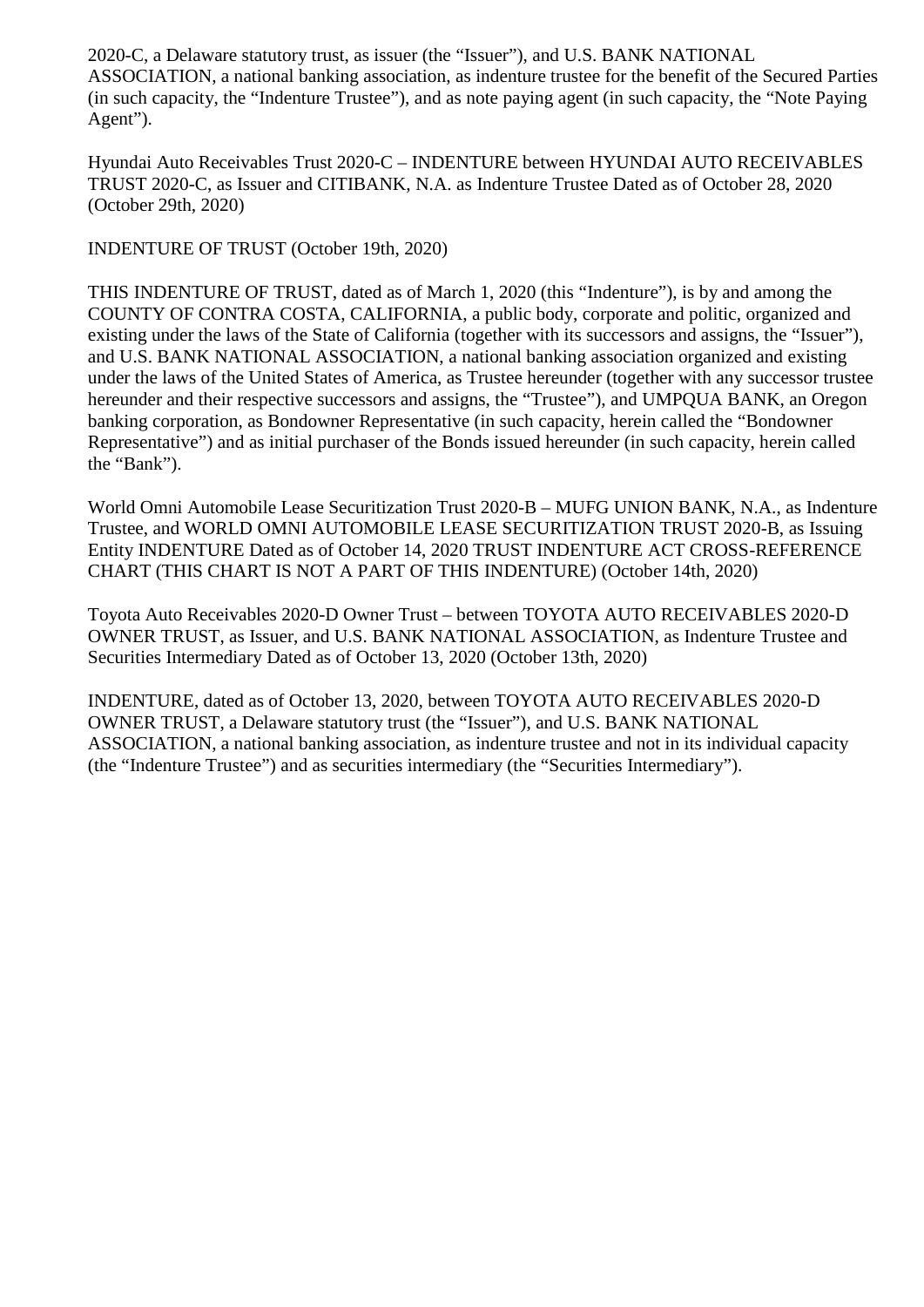2020-C, a Delaware statutory trust, as issuer (the "Issuer"), and U.S. BANK NATIONAL ASSOCIATION, a national banking association, as indenture trustee for the benefit of the Secured Parties (in such capacity, the "Indenture Trustee"), and as note paying agent (in such capacity, the "Note Paying Agent").

Hyundai Auto Receivables Trust 2020-C – INDENTURE between HYUNDAI AUTO RECEIVABLES TRUST 2020-C, as Issuer and CITIBANK, N.A. as Indenture Trustee Dated as of October 28, 2020 (October 29th, 2020)

INDENTURE OF TRUST (October 19th, 2020)

THIS INDENTURE OF TRUST, dated as of March 1, 2020 (this "Indenture"), is by and among the COUNTY OF CONTRA COSTA, CALIFORNIA, a public body, corporate and politic, organized and existing under the laws of the State of California (together with its successors and assigns, the "Issuer"), and U.S. BANK NATIONAL ASSOCIATION, a national banking association organized and existing under the laws of the United States of America, as Trustee hereunder (together with any successor trustee hereunder and their respective successors and assigns, the "Trustee"), and UMPQUA BANK, an Oregon banking corporation, as Bondowner Representative (in such capacity, herein called the "Bondowner Representative") and as initial purchaser of the Bonds issued hereunder (in such capacity, herein called the "Bank").

World Omni Automobile Lease Securitization Trust 2020-B – MUFG UNION BANK, N.A., as Indenture Trustee, and WORLD OMNI AUTOMOBILE LEASE SECURITIZATION TRUST 2020-B, as Issuing Entity INDENTURE Dated as of October 14, 2020 TRUST INDENTURE ACT CROSS-REFERENCE CHART (THIS CHART IS NOT A PART OF THIS INDENTURE) (October 14th, 2020)

Toyota Auto Receivables 2020-D Owner Trust – between TOYOTA AUTO RECEIVABLES 2020-D OWNER TRUST, as Issuer, and U.S. BANK NATIONAL ASSOCIATION, as Indenture Trustee and Securities Intermediary Dated as of October 13, 2020 (October 13th, 2020)

INDENTURE, dated as of October 13, 2020, between TOYOTA AUTO RECEIVABLES 2020-D OWNER TRUST, a Delaware statutory trust (the "Issuer"), and U.S. BANK NATIONAL ASSOCIATION, a national banking association, as indenture trustee and not in its individual capacity (the "Indenture Trustee") and as securities intermediary (the "Securities Intermediary").